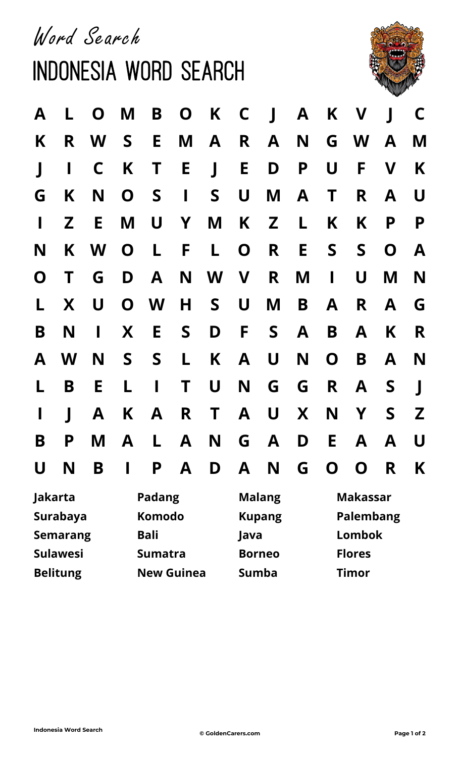*Word Search*

# INDONESIA WORD SEARCH

| | | | | | | | | | | | | | |
|---|---|---|---|---|---|---|---|---|---|---|---|---|---|
| A | L | O | M | B | O | K | C | J | A | K | V | J | C |
| K | R | W | S | E | M | A | R | A | N | G | W | A | M |
| J | I | C | K | T | E | J | E | D | P | U | F | V | K |
| G | K | N | O | S | I | S | U | M | A | T | R | A | U |
| I | Z | E | M | U | Y | M | K | Z | L | K | K | P | P |
| N | K | W | O | L | F | L | O | R | E | S | S | O | A |
| O | T | G | D | A | N | W | V | R | M | I | U | M | N |
| L | X | U | O | W | H | S | U | M | B | A | R | A | G |
| B | N | I | X | E | S | D | F | S | A | B | A | K | R |
| A | W | N | S | S | L | K | A | U | N | O | B | A | N |
| L | B | E | L | I | T | U | N | G | G | R | A | S | J |
| I | J | A | K | A | R | T | A | U | X | N | Y | S | Z |
| B | P | M | A | L | A | N | G | A | D | E | A | A | U |
| U | N | B | I | P | A | D | A | N | G | O | O | R | K |

| | | | |
|---|---|---|---|
| **Jakarta** | **Padang** | **Malang** | **Makassar** |
| **Surabaya** | **Komodo** | **Kupang** | **Palembang** |
| **Semarang** | **Bali** | **Java** | **Lombok** |
| **Sulawesi** | **Sumatra** | **Borneo** | **Flores** |
| **Belitung** | **New Guinea** | **Sumba** | **Timor** |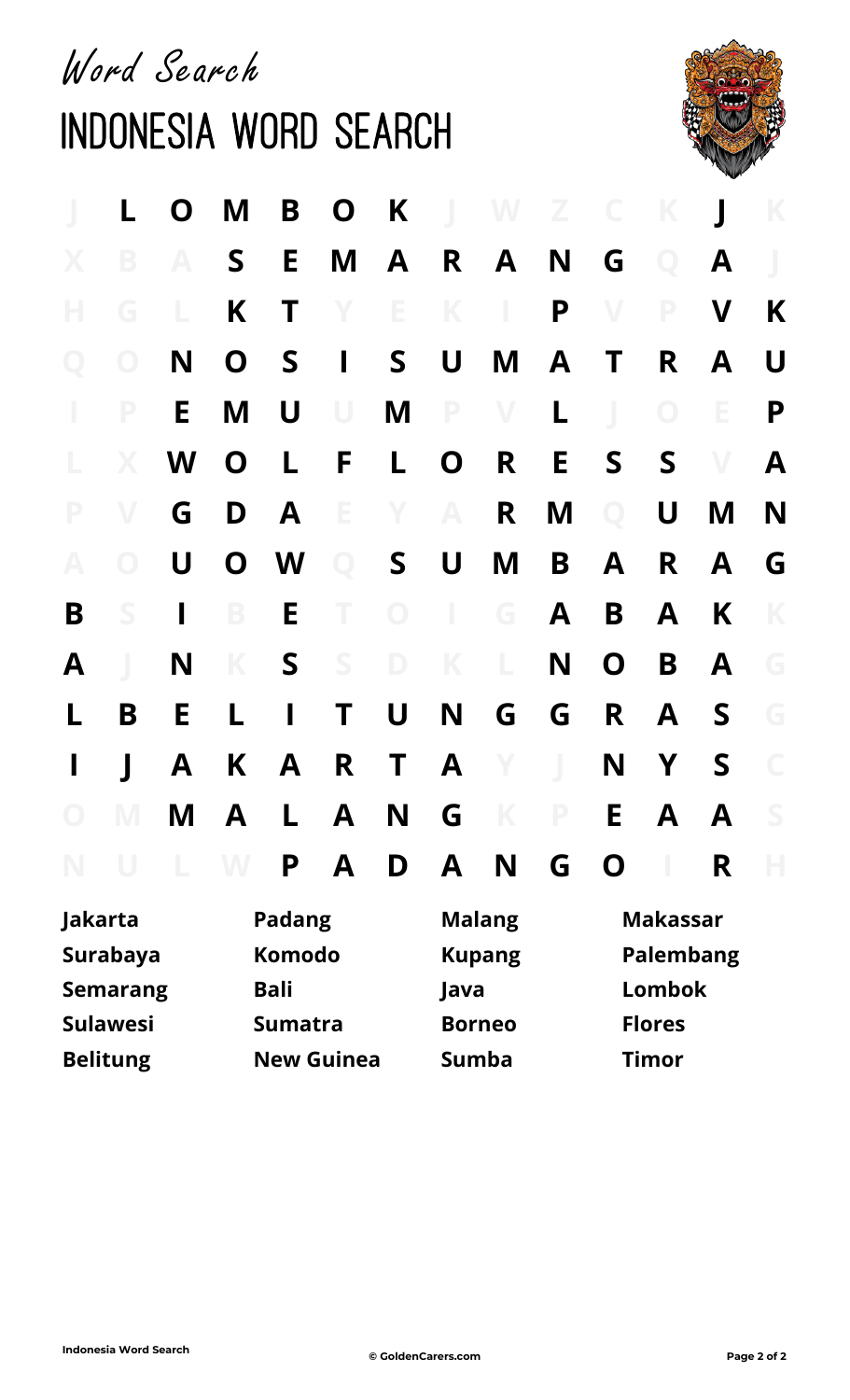*Word Search*

# INDONESIA WORD SEARCH

| | | | | | | | | | | | | | |
|---|---|---|---|---|---|---|---|---|---|---|---|---|---|
| J | L | O | M | B | O | K | J | W | Z | C | K | J | K |
| X | B | A | S | E | M | A | R | A | N | G | Q | A | J |
| H | G | L | K | T | Y | E | K | I | P | V | P | V | K |
| Q | O | N | O | S | I | S | U | M | A | T | R | A | U |
| I | P | E | M | U | U | M | P | V | L | J | O | E | P |
| L | X | W | O | L | F | L | O | R | E | S | S | V | A |
| P | V | G | D | A | E | Y | A | R | M | Q | U | M | N |
| A | O | U | O | W | Q | S | U | M | B | A | R | A | G |
| B | S | I | B | E | T | O | I | G | A | B | A | K | K |
| A | J | N | K | S | S | D | K | L | N | O | B | A | G |
| L | B | E | L | I | T | U | N | G | G | R | A | S | G |
| I | J | A | K | A | R | T | A | Y | J | N | Y | S | C |
| O | M | M | A | L | A | N | G | K | P | E | A | A | S |
| N | U | L | W | P | A | D | A | N | G | O | I | R | H |

| | | | |
|---|---|---|---|
| **Jakarta** | **Padang** | **Malang** | **Makassar** |
| **Surabaya** | **Komodo** | **Kupang** | **Palembang** |
| **Semarang** | **Bali** | **Java** | **Lombok** |
| **Sulawesi** | **Sumatra** | **Borneo** | **Flores** |
| **Belitung** | **New Guinea** | **Sumba** | **Timor** |